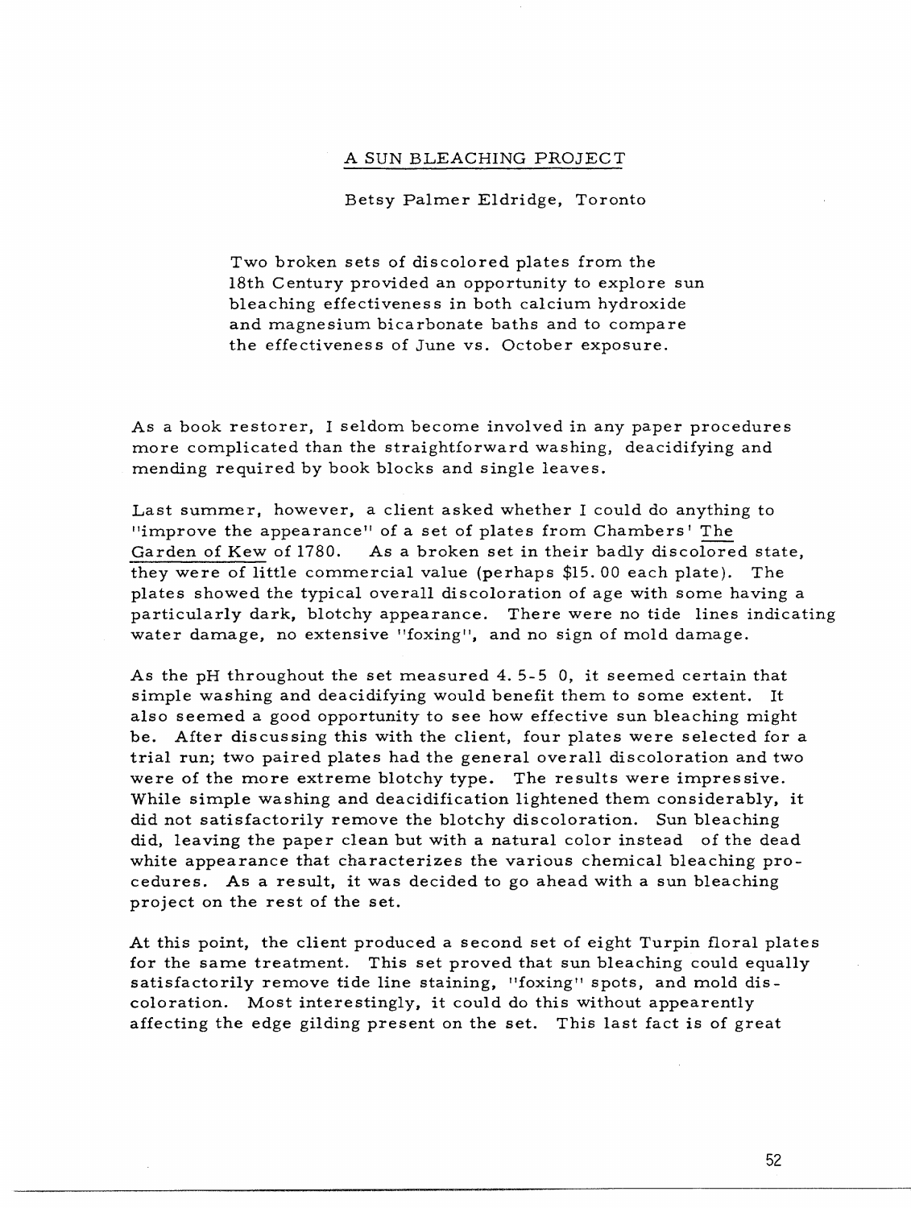# A SUN BLEACHING PROJECT

Betsy Palmer Eldridge, Toronto

> Two broken sets of discolored plates from the 18th Century provided an opportunity to explore sun bleaching effectiveness in both calcium hydroxide and magnesium bicarbonate baths and to compare the effectiveness of June vs. October exposure.

As a book restorer, I seldom become involved in any paper procedures more complicated than the straightforward washing, deacidifying and mending required by book blocks and single leaves.

Last summer, however, a client asked whether I could do anything to "improve the appearance" of a set of plates from Chambers' The Garden of Kew of 1780. As a broken set in their badly discolored state, they were of little commercial value (perhaps $15.00 each plate). The plates showed the typical overall discoloration of age with some having a particularly dark, blotchy appearance. There were no tide lines indicating water damage, no extensive "foxing", and no sign of mold damage.

As the pH throughout the set measured 4.5-5 0, it seemed certain that simple washing and deacidifying would benefit them to some extent. It also seemed a good opportunity to see how effective sun bleaching might be. After discussing this with the client, four plates were selected for a trial run; two paired plates had the general overall discoloration and two were of the more extreme blotchy type. The results were impressive. While simple washing and deacidification lightened them considerably, it did not satisfactorily remove the blotchy discoloration. Sun bleaching did, leaving the paper clean but with a natural color instead of the dead white appearance that characterizes the various chemical bleaching procedures. As a result, it was decided to go ahead with a sun bleaching project on the rest of the set.

At this point, the client produced a second set of eight Turpin floral plates for the same treatment. This set proved that sun bleaching could equally satisfactorily remove tide line staining, "foxing" spots, and mold discoloration. Most interestingly, it could do this without appearently affecting the edge gilding present on the set. This last fact is of great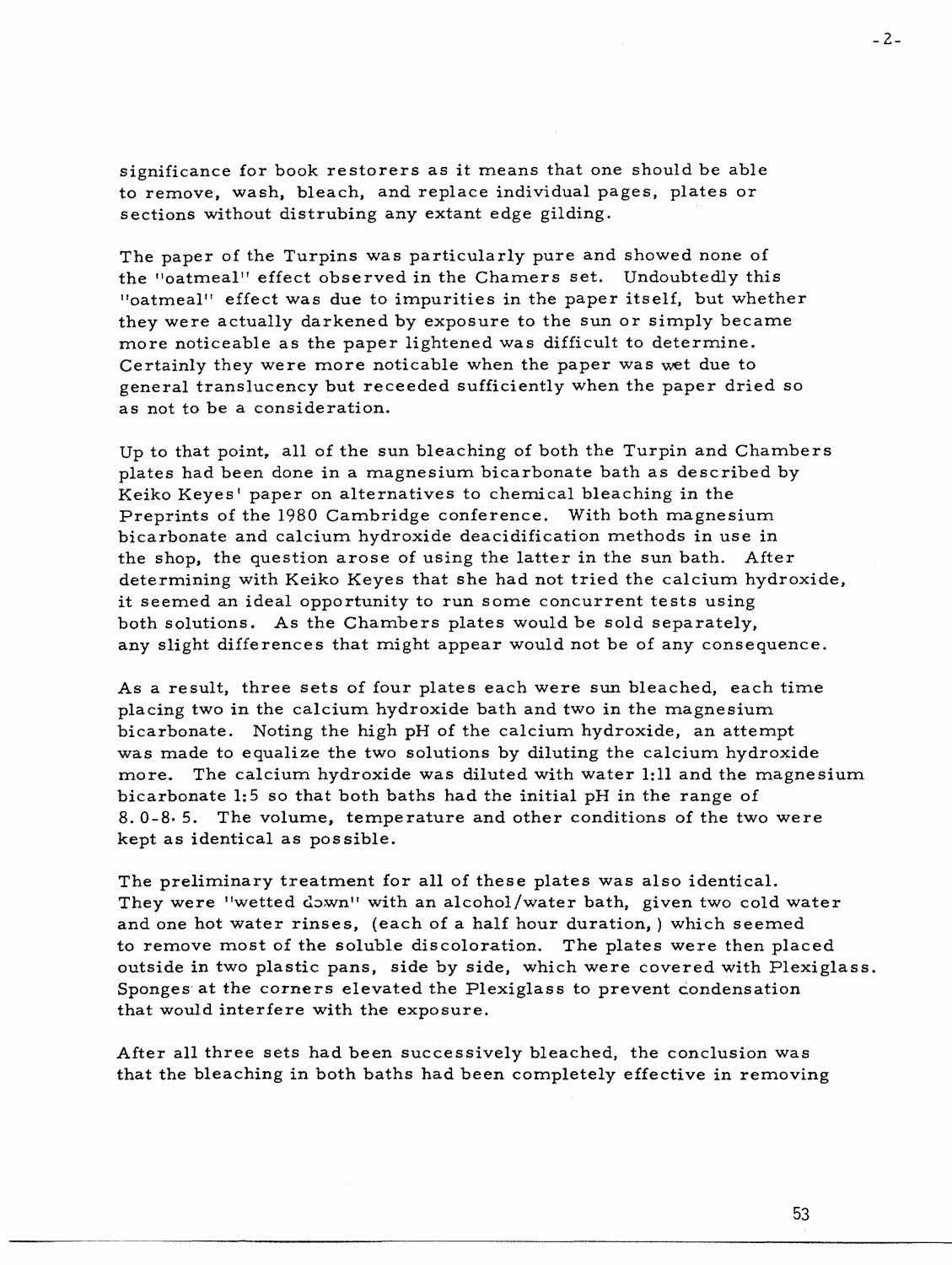significance for book restorers as it means that one should be able to remove, wash, bleach, and replace individual pages, plates or sections without distrubing any extant edge gilding.

The paper of the Turpins was particularly pure and showed none of the "oatmeal" effect observed in the Chamers set. Undoubtedly this "oatmeal" effect was due to impurities in the paper itself, but whether they were actually darkened by exposure to the sun or simply became more noticeable as the paper lightened was difficult to determine. Certainly they were more noticable when the paper was wet due to general translucency but receeded sufficiently when the paper dried so as not to be a consideration.

Up to that point, all of the sun bleaching of both the Turpin and Chambers plates had been done in a magnesium bicarbonate bath as described by Keiko Keyes' paper on alternatives to chemical bleaching in the Preprints of the 1980 Cambridge conference. With both magnesium bicarbonate and calcium hydroxide deacidification methods in use in the shop, the question arose of using the latter in the sun bath. After determining with Keiko Keyes that she had not tried the calcium hydroxide, it seemed an ideal opportunity to run some concurrent tests using both solutions. As the Chambers plates would be sold separately, any slight differences that might appear would not be of any consequence.

As a result, three sets of four plates each were sun bleached, each time placing two in the calcium hydroxide bath and two in the magnesium bicarbonate. Noting the high pH of the calcium hydroxide, an attempt was made to equalize the two solutions by diluting the calcium hydroxide more. The calcium hydroxide was diluted with water 1:11 and the magnesium bicarbonate 1:5 so that both baths had the initial pH in the range of 8.0-8.5. The volume, temperature and other conditions of the two were kept as identical as possible.

The preliminary treatment for all of these plates was also identical. They were "wetted down" with an alcohol/water bath, given two cold water and one hot water rinses, (each of a half hour duration,) which seemed to remove most of the soluble discoloration. The plates were then placed outside in two plastic pans, side by side, which were covered with Plexiglass. Sponges at the corners elevated the Plexiglass to prevent condensation that would interfere with the exposure.

After all three sets had been successively bleached, the conclusion was that the bleaching in both baths had been completely effective in removing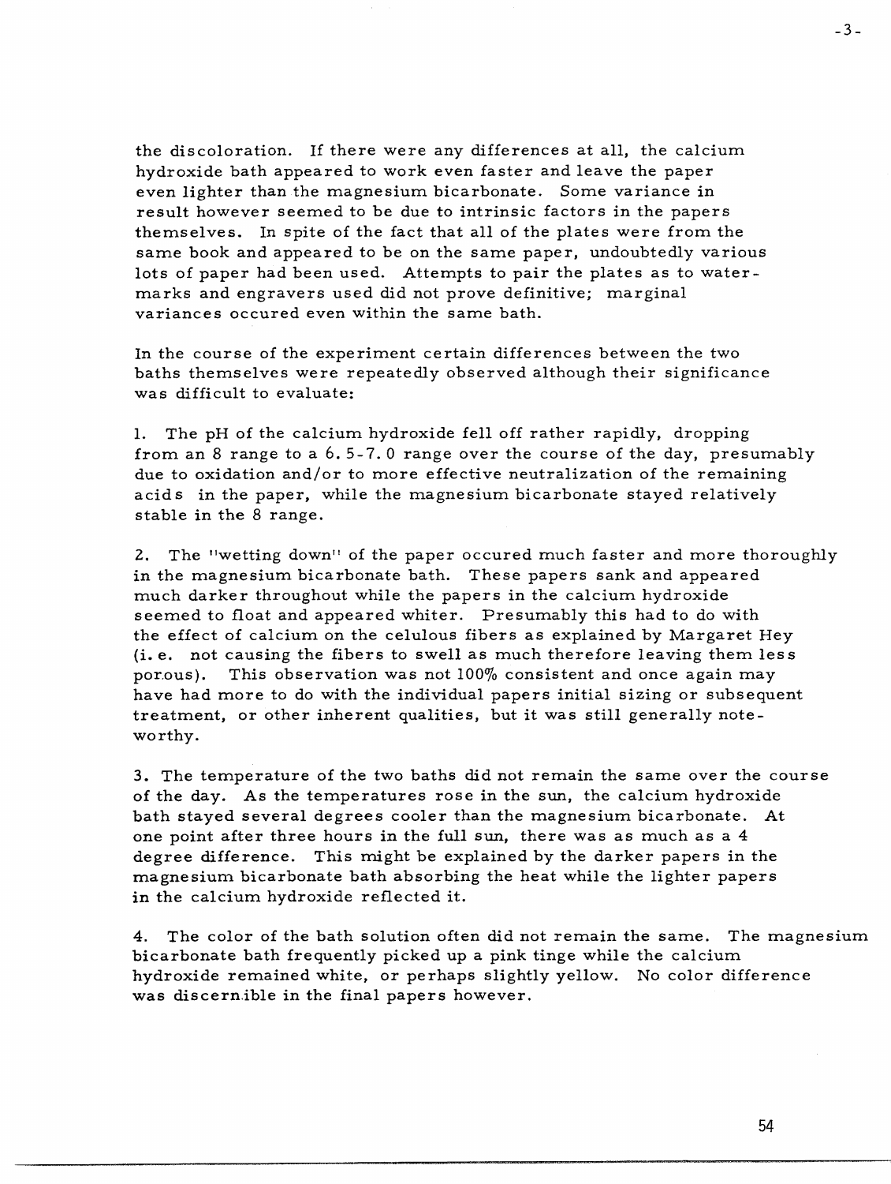the discoloration. If there were any differences at all, the calcium hydroxide bath appeared to work even faster and leave the paper even lighter than the magnesium bicarbonate. Some variance in result however seemed to be due to intrinsic factors in the papers themselves. In spite of the fact that all of the plates were from the same book and appeared to be on the same paper, undoubtedly various lots of paper had been used. Attempts to pair the plates as to watermarks and engravers used did not prove definitive; marginal variances occured even within the same bath.

In the course of the experiment certain differences between the two baths themselves were repeatedly observed although their significance was difficult to evaluate:

1. The pH of the calcium hydroxide fell off rather rapidly, dropping from an 8 range to a 6.5-7.0 range over the course of the day, presumably due to oxidation and/or to more effective neutralization of the remaining acids in the paper, while the magnesium bicarbonate stayed relatively stable in the 8 range.

2. The "wetting down" of the paper occured much faster and more thoroughly in the magnesium bicarbonate bath. These papers sank and appeared much darker throughout while the papers in the calcium hydroxide seemed to float and appeared whiter. Presumably this had to do with the effect of calcium on the celulous fibers as explained by Margaret Hey (i.e. not causing the fibers to swell as much therefore leaving them less porous). This observation was not 100% consistent and once again may have had more to do with the individual papers initial sizing or subsequent treatment, or other inherent qualities, but it was still generally noteworthy.

3. The temperature of the two baths did not remain the same over the course of the day. As the temperatures rose in the sun, the calcium hydroxide bath stayed several degrees cooler than the magnesium bicarbonate. At one point after three hours in the full sun, there was as much as a 4 degree difference. This might be explained by the darker papers in the magnesium bicarbonate bath absorbing the heat while the lighter papers in the calcium hydroxide reflected it.

4. The color of the bath solution often did not remain the same. The magnesium bicarbonate bath frequently picked up a pink tinge while the calcium hydroxide remained white, or perhaps slightly yellow. No color difference was discernible in the final papers however.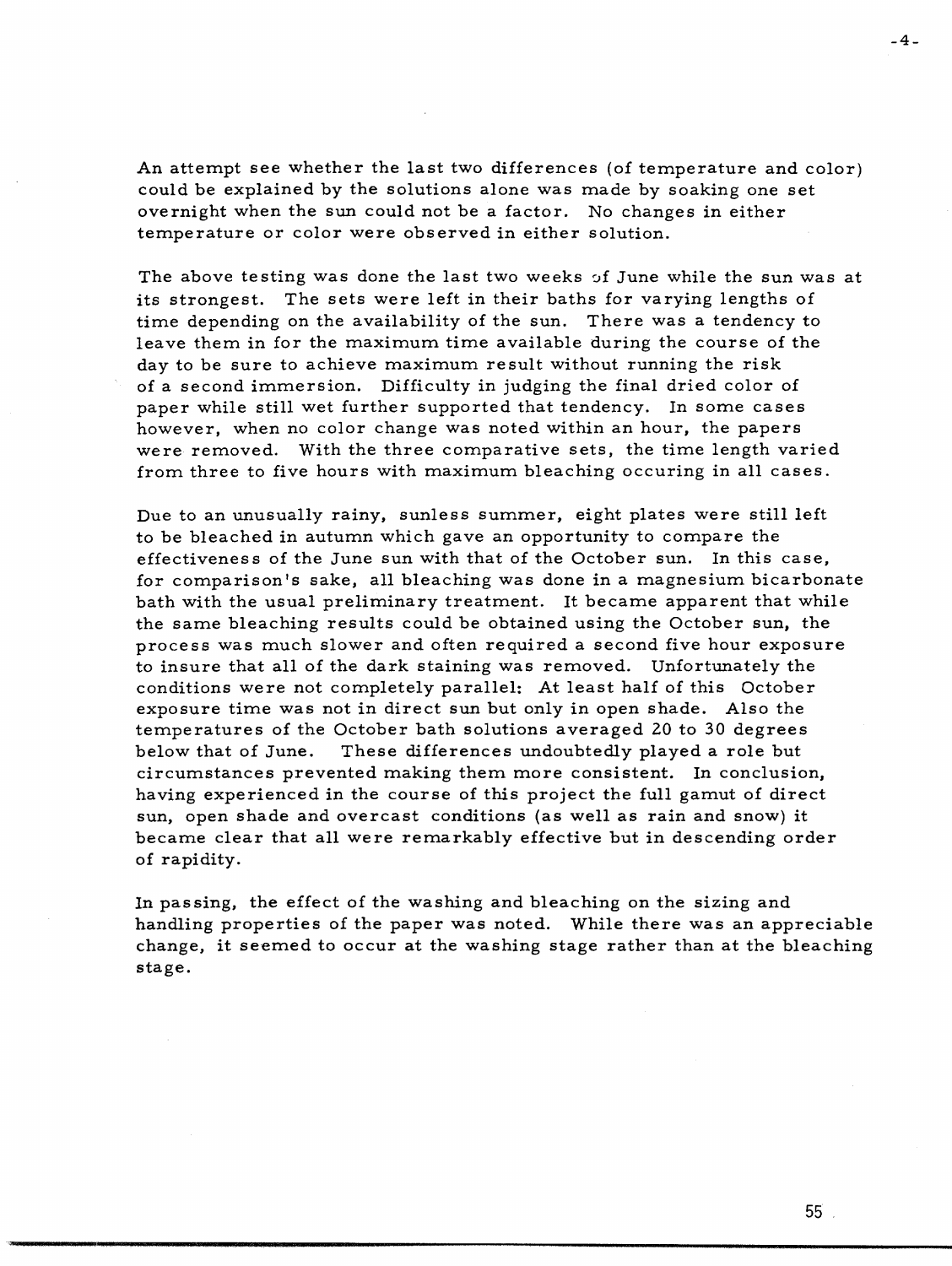An attempt see whether the last two differences (of temperature and color) could be explained by the solutions alone was made by soaking one set overnight when the sun could not be a factor. No changes in either temperature or color were observed in either solution.

The above testing was done the last two weeks of June while the sun was at its strongest. The sets were left in their baths for varying lengths of time depending on the availability of the sun. There was a tendency to leave them in for the maximum time available during the course of the day to be sure to achieve maximum result without running the risk of a second immersion. Difficulty in judging the final dried color of paper while still wet further supported that tendency. In some cases however, when no color change was noted within an hour, the papers were removed. With the three comparative sets, the time length varied from three to five hours with maximum bleaching occuring in all cases.

Due to an unusually rainy, sunless summer, eight plates were still left to be bleached in autumn which gave an opportunity to compare the effectiveness of the June sun with that of the October sun. In this case, for comparison's sake, all bleaching was done in a magnesium bicarbonate bath with the usual preliminary treatment. It became apparent that while the same bleaching results could be obtained using the October sun, the process was much slower and often required a second five hour exposure to insure that all of the dark staining was removed. Unfortunately the conditions were not completely parallel: At least half of this October exposure time was not in direct sun but only in open shade. Also the temperatures of the October bath solutions averaged 20 to 30 degrees below that of June. These differences undoubtedly played a role but circumstances prevented making them more consistent. In conclusion, having experienced in the course of this project the full gamut of direct sun, open shade and overcast conditions (as well as rain and snow) it became clear that all were remarkably effective but in descending order of rapidity.

In passing, the effect of the washing and bleaching on the sizing and handling properties of the paper was noted. While there was an appreciable change, it seemed to occur at the washing stage rather than at the bleaching stage.